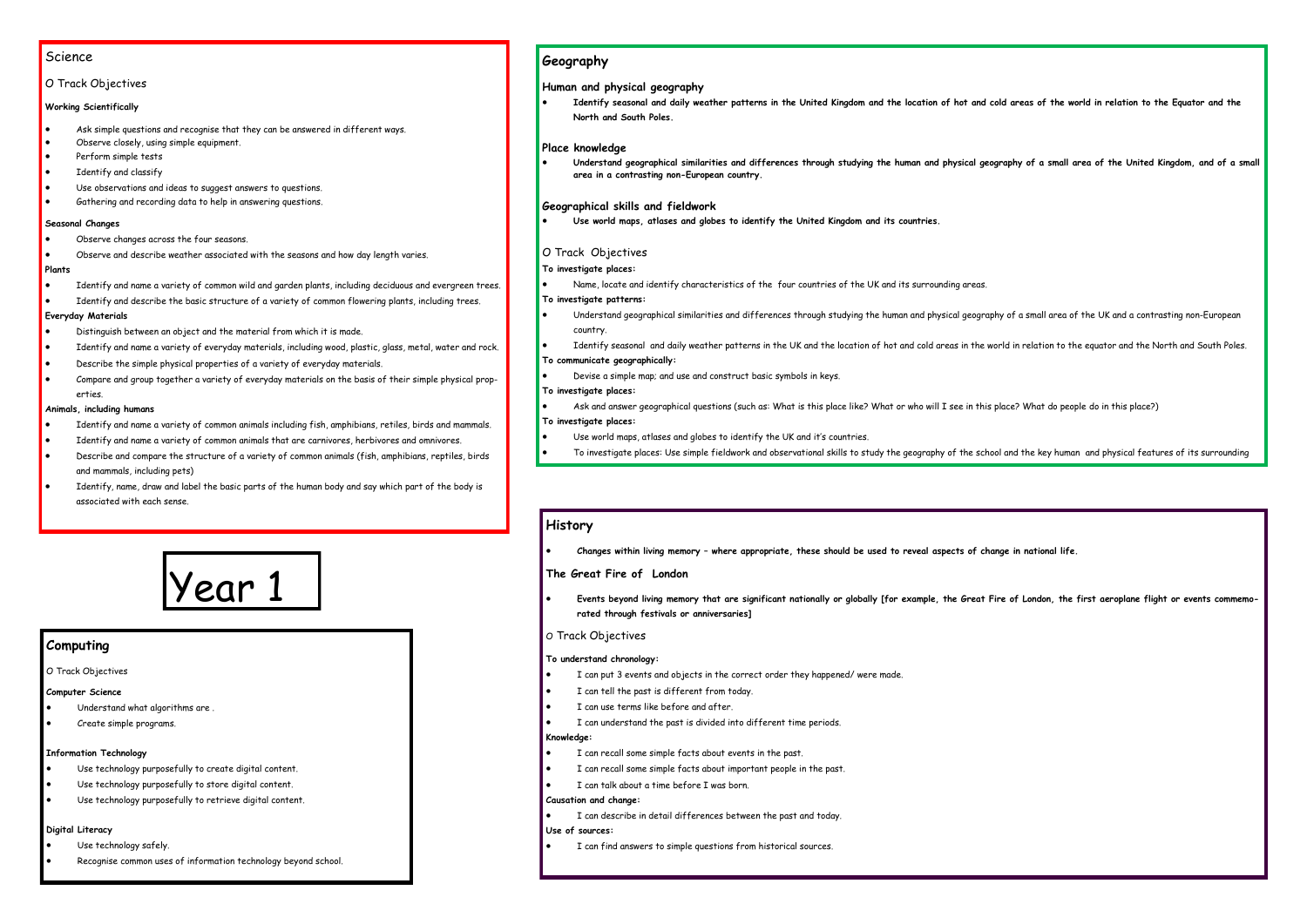# Year 1

## Science

O Track Objectives

**Working Scientifically**

- Ask simple questions and recognise that they can be answered in different ways.
- Observe closely, using simple equipment.
- Perform simple tests
- Identify and classify
- Use observations and ideas to suggest answers to questions.
- Gathering and recording data to help in answering questions.

**Seasonal Changes**

- Observe changes across the four seasons.
- Observe and describe weather associated with the seasons and how day length varies.

**Plants**

- Identify and name a variety of common wild and garden plants, including deciduous and evergreen trees.
- Identify and describe the basic structure of a variety of common flowering plants, including trees.

**Everyday Materials**

- Distinguish between an object and the material from which it is made.
- Identify and name a variety of everyday materials, including wood, plastic, glass, metal, water and rock.
- Describe the simple physical properties of a variety of everyday materials.
- Compare and group together a variety of everyday materials on the basis of their simple physical properties.

**Animals, including humans**

- Identify and name a variety of common animals including fish, amphibians, retiles, birds and mammals.
- Identify and name a variety of common animals that are carnivores, herbivores and omnivores.
- Describe and compare the structure of a variety of common animals (fish, amphibians, reptiles, birds and mammals, including pets)
- Identify, name, draw and label the basic parts of the human body and say which part of the body is associated with each sense.

## Computing

O Track Objectives

**Computer Science**

- Understand what algorithms are .
- Create simple programs.

**Information Technology**

- Use technology purposefully to create digital content.
- Use technology purposefully to store digital content.
- Use technology purposefully to retrieve digital content.

**Digital Literacy**

- Use technology safely.
- Recognise common uses of information technology beyond school.

## Geography

### Human and physical geography

- **Identify seasonal and daily weather patterns in the United Kingdom and the location of hot and cold areas of the world in relation to the Equator and the North and South Poles.**

### Place knowledge

- **Understand geographical similarities and differences through studying the human and physical geography of a small area of the United Kingdom, and of a small area in a contrasting non-European country.**

### Geographical skills and fieldwork

- **Use world maps, atlases and globes to identify the United Kingdom and its countries.**

O Track Objectives

**To investigate places:**

- Name, locate and identify characteristics of the four countries of the UK and its surrounding areas.

**To investigate patterns:**

- Understand geographical similarities and differences through studying the human and physical geography of a small area of the UK and a contrasting non-European country.
- Identify seasonal and daily weather patterns in the UK and the location of hot and cold areas in the world in relation to the equator and the North and South Poles.

**To communicate geographically:**

- Devise a simple map; and use and construct basic symbols in keys.

**To investigate places:**

- Ask and answer geographical questions (such as: What is this place like? What or who will I see in this place? What do people do in this place?)

**To investigate places:**

- Use world maps, atlases and globes to identify the UK and it's countries.
- To investigate places: Use simple fieldwork and observational skills to study the geography of the school and the key human and physical features of its surrounding

## History

- ***Changes within living memory – where appropriate, these should be used to reveal aspects of change in national life.***

### The Great Fire of London

- **Events beyond living memory that are significant nationally or globally [for example, the Great Fire of London, the first aeroplane flight or events commemorated through festivals or anniversaries]**

O Track Objectives

**To understand chronology:**

- I can put 3 events and objects in the correct order they happened/ were made.
- I can tell the past is different from today.
- I can use terms like before and after.
- I can understand the past is divided into different time periods.

**Knowledge:**

- I can recall some simple facts about events in the past.
- I can recall some simple facts about important people in the past.
- I can talk about a time before I was born.

**Causation and change:**

- I can describe in detail differences between the past and today.

**Use of sources:**

- I can find answers to simple questions from historical sources.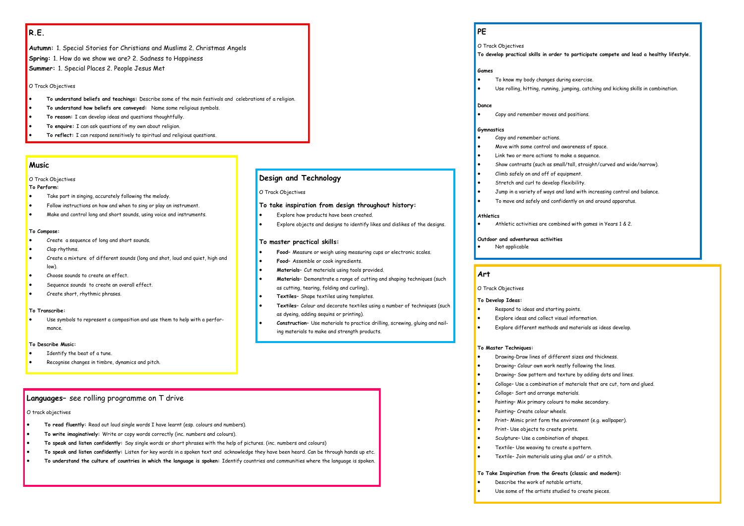## R.E.

**Autumn:** 1. Special Stories for Christians and Muslims 2. Christmas Angels
**Spring:** 1. How do we show we are? 2. Sadness to Happiness
**Summer:** 1. Special Places 2. People Jesus Met

O Track Objectives

- **To understand beliefs and teachings:** Describe some of the main festivals and celebrations of a religion.
- **To understand how beliefs are conveyed:** Name some religious symbols.
- **To reason:** I can develop ideas and questions thoughtfully.
- **To enquire:** I can ask questions of my own about religion.
- **To reflect:** I can respond sensitively to spiritual and religious questions.

## Music

O Track Objectives

**To Perform:**

- Take part in singing, accurately following the melody.
- Follow instructions on how and when to sing or play an instrument.
- Make and control long and short sounds, using voice and instruments.

**To Compose:**

- Create a sequence of long and short sounds.
- Clap rhythms.
- Create a mixture of different sounds (long and shot, loud and quiet, high and low).
- Choose sounds to create an effect.
- Sequence sounds to create an overall effect.
- Create short, rhythmic phrases.

**To Transcribe:**

- Use symbols to represent a composition and use them to help with a performance.

**To Describe Music:**

- Identify the beat of a tune.
- Recognise changes in timbre, dynamics and pitch.

## Design and Technology

O Track Objectives

**To take inspiration from design throughout history:**

- Explore how products have been created.
- Explore objects and designs to identify likes and dislikes of the designs.

**To master practical skills:**

- **Food–** Measure or weigh using measuring cups or electronic scales.
- **Food–** Assemble or cook ingredients.
- **Materials–** Cut materials using tools provided.
- **Materials–** Demonstrate a range of cutting and shaping techniques (such as cutting, tearing, folding and curling).
- **Textiles–** Shape textiles using templates.
- **Textiles–** Colour and decorate textiles using a number of techniques (such as dyeing, adding sequins or printing).
- **Construction–** Use materials to practice drilling, screwing, gluing and nailing materials to make and strength products.

## Languages– see rolling programme on T drive

O track objectives

- **To read fluently:** Read out loud single words I have learnt (esp. colours and numbers).
- **To write imaginatively:** Write or copy words correctly (inc. numbers and colours).
- **To speak and listen confidently:** Say single words or short phrases with the help of pictures. (inc. numbers and colours)
- **To speak and listen confidently:** Listen for key words in a spoken text and acknowledge they have been heard. Can be through hands up etc.
- **To understand the culture of countries in which the language is spoken:** Identify countries and communities where the language is spoken.

## PE

O Track Objectives

**To develop practical skills in order to participate compete and lead a healthy lifestyle.**

**Games**

- To know my body changes during exercise.
- Use rolling, hitting, running, jumping, catching and kicking skills in combination.

**Dance**

- Copy and remember moves and positions.

**Gymnastics**

- Copy and remember actions.
- Move with some control and awareness of space.
- Link two or more actions to make a sequence.
- Show contrasts (such as small/tall, straight/curved and wide/narrow).
- Climb safely on and off of equipment.
- Stretch and curl to develop flexibility.
- Jump in a variety of ways and land with increasing control and balance.
- To move and safely and confidently on and around apparatus.

**Athletics**

- Athletic activities are combined with games in Years 1 & 2.

**Outdoor and adventurous activities**

- Not applicable

## Art

O Track Objectives

**To Develop Ideas:**

- Respond to ideas and starting points.
- Explore ideas and collect visual information.
- Explore different methods and materials as ideas develop.

**To Master Techniques:**

- Drawing-Draw lines of different sizes and thickness.
- Drawing– Colour own work neatly following the lines.
- Drawing– Sow pattern and texture by adding dots and lines.
- Collage– Use a combination of materials that are cut, torn and glued.
- Collage– Sort and arrange materials.
- Painting– Mix primary colours to make secondary.
- Painting– Create colour wheels.
- Print– Mimic print form the environment (e.g. wallpaper).
- Print- Use objects to create prints.
- Sculpture– Use a combination of shapes.
- Textile– Use weaving to create a pattern.
- Textile– Join materials using glue and/ or a stitch.

**To Take Inspiration from the Greats (classic and modern):**

- Describe the work of notable artists,
- Use some of the artists studied to create pieces.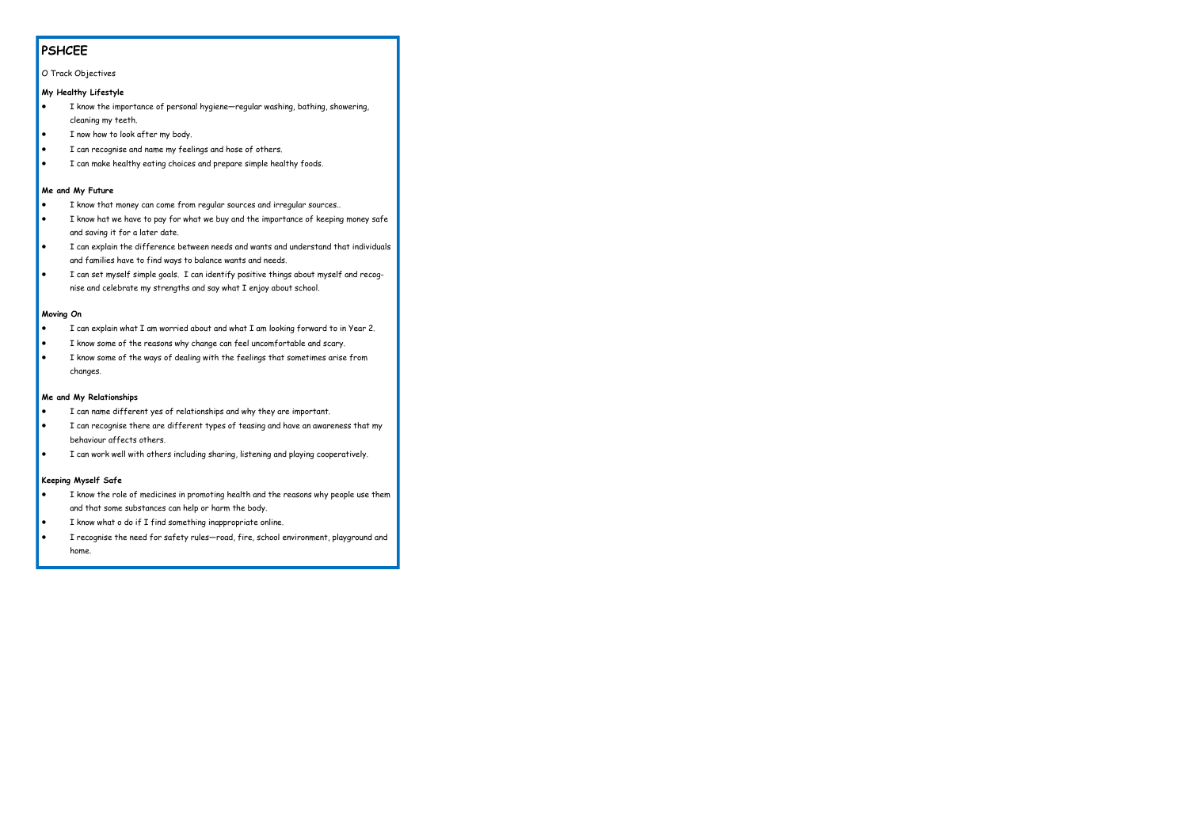# PSHCEE

O Track Objectives

**My Healthy Lifestyle**

- I know the importance of personal hygiene—regular washing, bathing, showering, cleaning my teeth.
- I now how to look after my body.
- I can recognise and name my feelings and hose of others.
- I can make healthy eating choices and prepare simple healthy foods.

**Me and My Future**

- I know that money can come from regular sources and irregular sources..
- I know hat we have to pay for what we buy and the importance of keeping money safe and saving it for a later date.
- I can explain the difference between needs and wants and understand that individuals and families have to find ways to balance wants and needs.
- I can set myself simple goals. I can identify positive things about myself and recognise and celebrate my strengths and say what I enjoy about school.

**Moving On**

- I can explain what I am worried about and what I am looking forward to in Year 2.
- I know some of the reasons why change can feel uncomfortable and scary.
- I know some of the ways of dealing with the feelings that sometimes arise from changes.

**Me and My Relationships**

- I can name different yes of relationships and why they are important.
- I can recognise there are different types of teasing and have an awareness that my behaviour affects others.
- I can work well with others including sharing, listening and playing cooperatively.

**Keeping Myself Safe**

- I know the role of medicines in promoting health and the reasons why people use them and that some substances can help or harm the body.
- I know what o do if I find something inappropriate online.
- I recognise the need for safety rules—road, fire, school environment, playground and home.